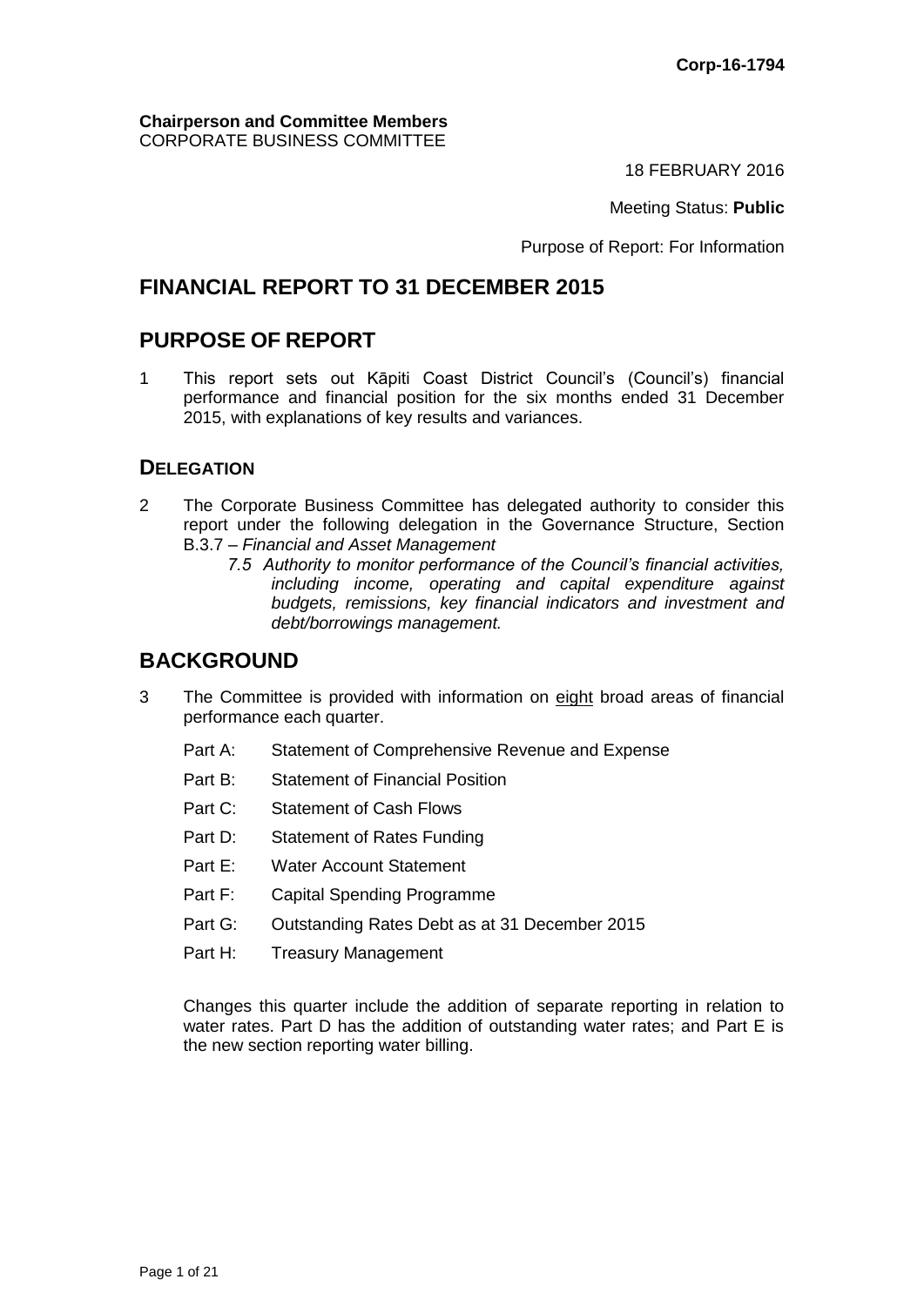**Corp-16-1794**

**Chairperson and Committee Members**
CORPORATE BUSINESS COMMITTEE

18 FEBRUARY 2016

Meeting Status: **Public**

Purpose of Report: For Information

# FINANCIAL REPORT TO 31 DECEMBER 2015

## PURPOSE OF REPORT

1 This report sets out Kāpiti Coast District Council's (Council's) financial performance and financial position for the six months ended 31 December 2015, with explanations of key results and variances.

### DELEGATION

2 The Corporate Business Committee has delegated authority to consider this report under the following delegation in the Governance Structure, Section B.3.7 – *Financial and Asset Management*

*7.5 Authority to monitor performance of the Council's financial activities, including income, operating and capital expenditure against budgets, remissions, key financial indicators and investment and debt/borrowings management.*

## BACKGROUND

3 The Committee is provided with information on eight broad areas of financial performance each quarter.

- Part A: Statement of Comprehensive Revenue and Expense
- Part B: Statement of Financial Position
- Part C: Statement of Cash Flows
- Part D: Statement of Rates Funding
- Part E: Water Account Statement
- Part F: Capital Spending Programme
- Part G: Outstanding Rates Debt as at 31 December 2015
- Part H: Treasury Management

Changes this quarter include the addition of separate reporting in relation to water rates. Part D has the addition of outstanding water rates; and Part E is the new section reporting water billing.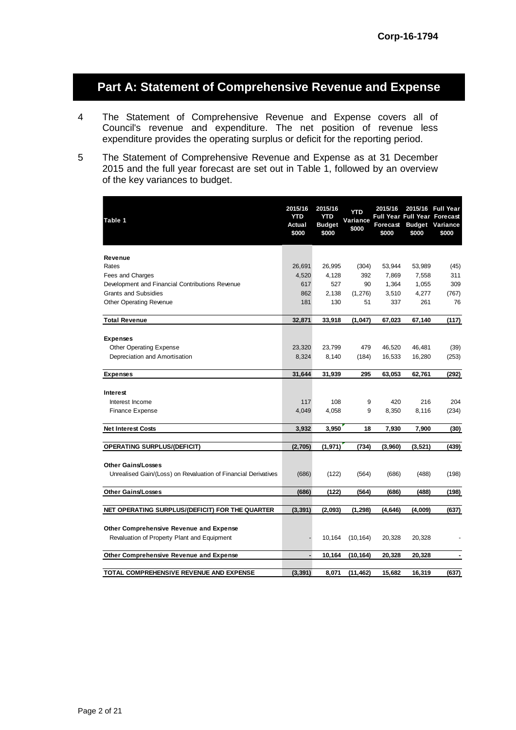Corp-16-1794

# Part A: Statement of Comprehensive Revenue and Expense

4 The Statement of Comprehensive Revenue and Expense covers all of Council's revenue and expenditure. The net position of revenue less expenditure provides the operating surplus or deficit for the reporting period.

5 The Statement of Comprehensive Revenue and Expense as at 31 December 2015 and the full year forecast are set out in Table 1, followed by an overview of the key variances to budget.

| Table 1 | 2015/16 YTD Actual $000 | 2015/16 YTD Budget $000 | YTD Variance $000 | 2015/16 Full Year Forecast $000 | 2015/16 Full Year Budget $000 | Full Year Forecast Variance $000 |
|---|---|---|---|---|---|---|
| **Revenue** | | | | | | |
| Rates | 26,691 | 26,995 | (304) | 53,944 | 53,989 | (45) |
| Fees and Charges | 4,520 | 4,128 | 392 | 7,869 | 7,558 | 311 |
| Development and Financial Contributions Revenue | 617 | 527 | 90 | 1,364 | 1,055 | 309 |
| Grants and Subsidies | 862 | 2,138 | (1,276) | 3,510 | 4,277 | (767) |
| Other Operating Revenue | 181 | 130 | 51 | 337 | 261 | 76 |
| **Total Revenue** | **32,871** | **33,918** | **(1,047)** | **67,023** | **67,140** | **(117)** |
| **Expenses** | | | | | | |
| Other Operating Expense | 23,320 | 23,799 | 479 | 46,520 | 46,481 | (39) |
| Depreciation and Amortisation | 8,324 | 8,140 | (184) | 16,533 | 16,280 | (253) |
| **Expenses** | **31,644** | **31,939** | **295** | **63,053** | **62,761** | **(292)** |
| **Interest** | | | | | | |
| Interest Income | 117 | 108 | 9 | 420 | 216 | 204 |
| Finance Expense | 4,049 | 4,058 | 9 | 8,350 | 8,116 | (234) |
| **Net Interest Costs** | **3,932** | **3,950** | **18** | **7,930** | **7,900** | **(30)** |
| **OPERATING SURPLUS/(DEFICIT)** | **(2,705)** | **(1,971)** | **(734)** | **(3,960)** | **(3,521)** | **(439)** |
| **Other Gains/Losses** | | | | | | |
| Unrealised Gain/(Loss) on Revaluation of Financial Derivatives | (686) | (122) | (564) | (686) | (488) | (198) |
| **Other Gains/Losses** | **(686)** | **(122)** | **(564)** | **(686)** | **(488)** | **(198)** |
| **NET OPERATING SURPLUS/(DEFICIT) FOR THE QUARTER** | **(3,391)** | **(2,093)** | **(1,298)** | **(4,646)** | **(4,009)** | **(637)** |
| **Other Comprehensive Revenue and Expense** | | | | | | |
| Revaluation of Property Plant and Equipment | - | 10,164 | (10,164) | 20,328 | 20,328 | - |
| **Other Comprehensive Revenue and Expense** | **-** | **10,164** | **(10,164)** | **20,328** | **20,328** | **-** |
| **TOTAL COMPREHENSIVE REVENUE AND EXPENSE** | **(3,391)** | **8,071** | **(11,462)** | **15,682** | **16,319** | **(637)** |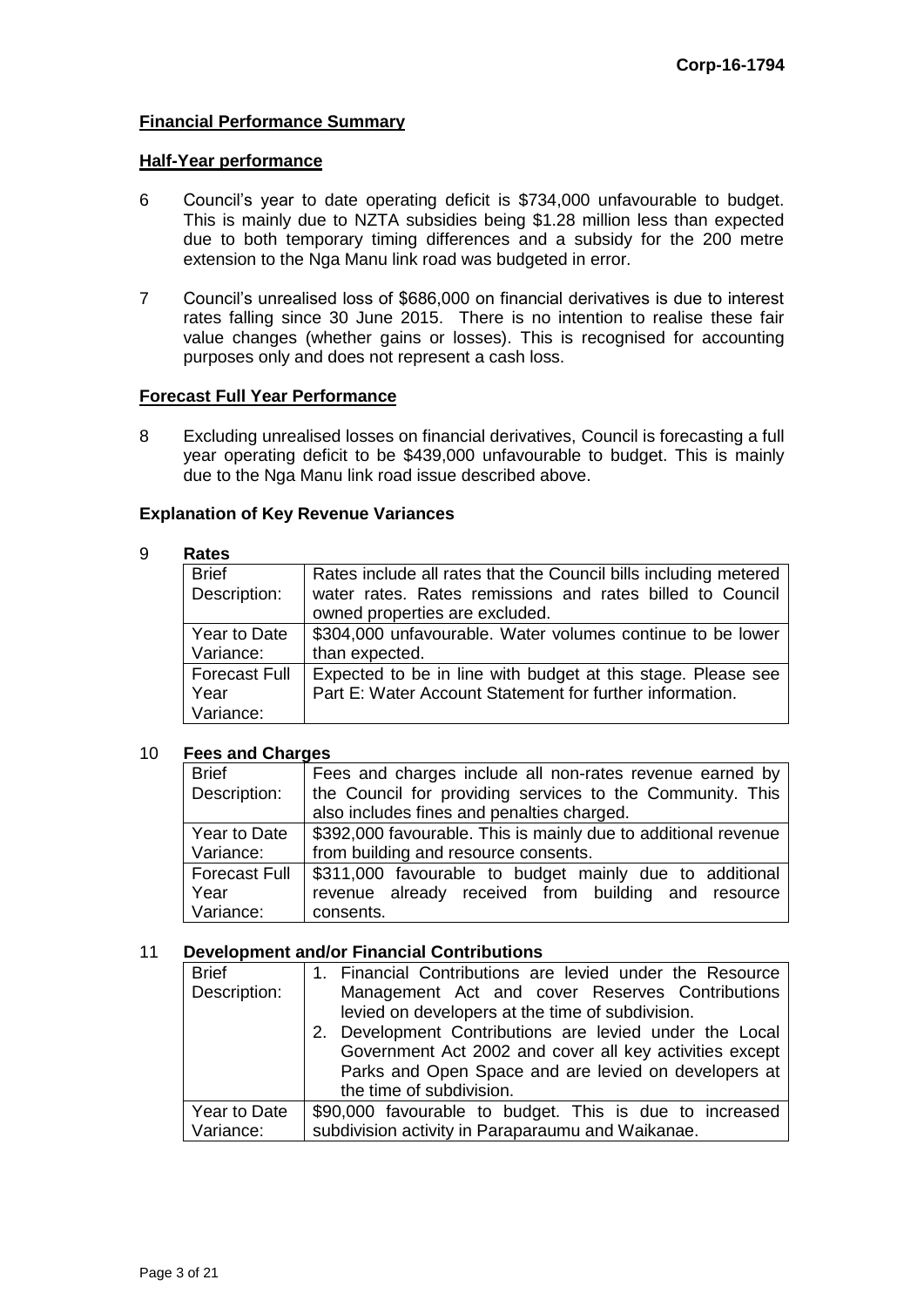## Financial Performance Summary

### Half-Year performance

6 Council's year to date operating deficit is $734,000 unfavourable to budget. This is mainly due to NZTA subsidies being $1.28 million less than expected due to both temporary timing differences and a subsidy for the 200 metre extension to the Nga Manu link road was budgeted in error.

7 Council's unrealised loss of $686,000 on financial derivatives is due to interest rates falling since 30 June 2015. There is no intention to realise these fair value changes (whether gains or losses). This is recognised for accounting purposes only and does not represent a cash loss.

### Forecast Full Year Performance

8 Excluding unrealised losses on financial derivatives, Council is forecasting a full year operating deficit to be $439,000 unfavourable to budget. This is mainly due to the Nga Manu link road issue described above.

### Explanation of Key Revenue Variances

9 **Rates**

| | |
|---|---|
| Brief Description: | Rates include all rates that the Council bills including metered water rates. Rates remissions and rates billed to Council owned properties are excluded. |
| Year to Date Variance: | $304,000 unfavourable. Water volumes continue to be lower than expected. |
| Forecast Full Year Variance: | Expected to be in line with budget at this stage. Please see Part E: Water Account Statement for further information. |

10 **Fees and Charges**

| | |
|---|---|
| Brief Description: | Fees and charges include all non-rates revenue earned by the Council for providing services to the Community. This also includes fines and penalties charged. |
| Year to Date Variance: | $392,000 favourable. This is mainly due to additional revenue from building and resource consents. |
| Forecast Full Year Variance: | $311,000 favourable to budget mainly due to additional revenue already received from building and resource consents. |

11 **Development and/or Financial Contributions**

| | |
|---|---|
| Brief Description: | 1. Financial Contributions are levied under the Resource Management Act and cover Reserves Contributions levied on developers at the time of subdivision.<br>2. Development Contributions are levied under the Local Government Act 2002 and cover all key activities except Parks and Open Space and are levied on developers at the time of subdivision. |
| Year to Date Variance: | $90,000 favourable to budget. This is due to increased subdivision activity in Paraparaumu and Waikanae. |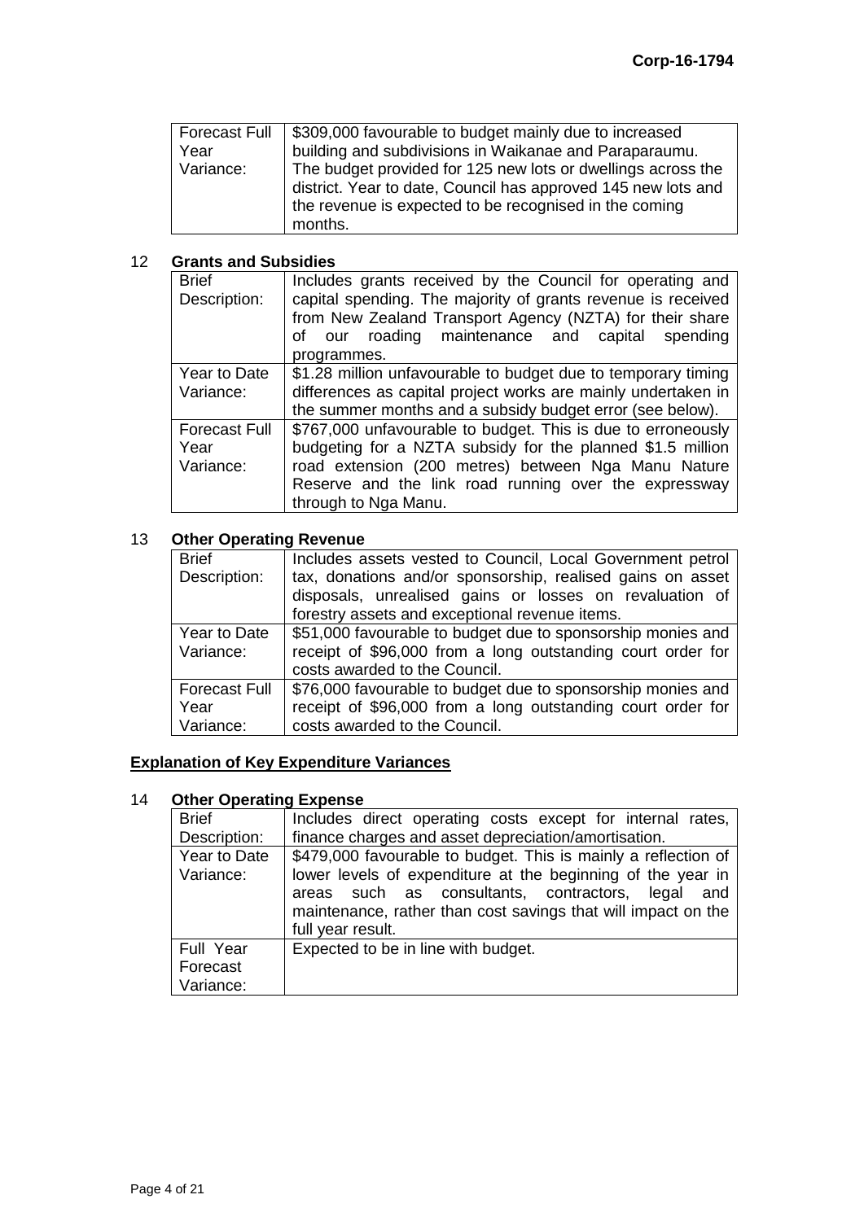| | |
|---|---|
| Forecast Full Year Variance: | $309,000 favourable to budget mainly due to increased building and subdivisions in Waikanae and Paraparaumu. The budget provided for 125 new lots or dwellings across the district. Year to date, Council has approved 145 new lots and the revenue is expected to be recognised in the coming months. |

12 **Grants and Subsidies**

| | |
|---|---|
| Brief Description: | Includes grants received by the Council for operating and capital spending. The majority of grants revenue is received from New Zealand Transport Agency (NZTA) for their share of our roading maintenance and capital spending programmes. |
| Year to Date Variance: | $1.28 million unfavourable to budget due to temporary timing differences as capital project works are mainly undertaken in the summer months and a subsidy budget error (see below). |
| Forecast Full Year Variance: | $767,000 unfavourable to budget. This is due to erroneously budgeting for a NZTA subsidy for the planned $1.5 million road extension (200 metres) between Nga Manu Nature Reserve and the link road running over the expressway through to Nga Manu. |

13 **Other Operating Revenue**

| | |
|---|---|
| Brief Description: | Includes assets vested to Council, Local Government petrol tax, donations and/or sponsorship, realised gains on asset disposals, unrealised gains or losses on revaluation of forestry assets and exceptional revenue items. |
| Year to Date Variance: | $51,000 favourable to budget due to sponsorship monies and receipt of $96,000 from a long outstanding court order for costs awarded to the Council. |
| Forecast Full Year Variance: | $76,000 favourable to budget due to sponsorship monies and receipt of $96,000 from a long outstanding court order for costs awarded to the Council. |

## **Explanation of Key Expenditure Variances**

14 **Other Operating Expense**

| | |
|---|---|
| Brief Description: | Includes direct operating costs except for internal rates, finance charges and asset depreciation/amortisation. |
| Year to Date Variance: | $479,000 favourable to budget. This is mainly a reflection of lower levels of expenditure at the beginning of the year in areas such as consultants, contractors, legal and maintenance, rather than cost savings that will impact on the full year result. |
| Full Year Forecast Variance: | Expected to be in line with budget. |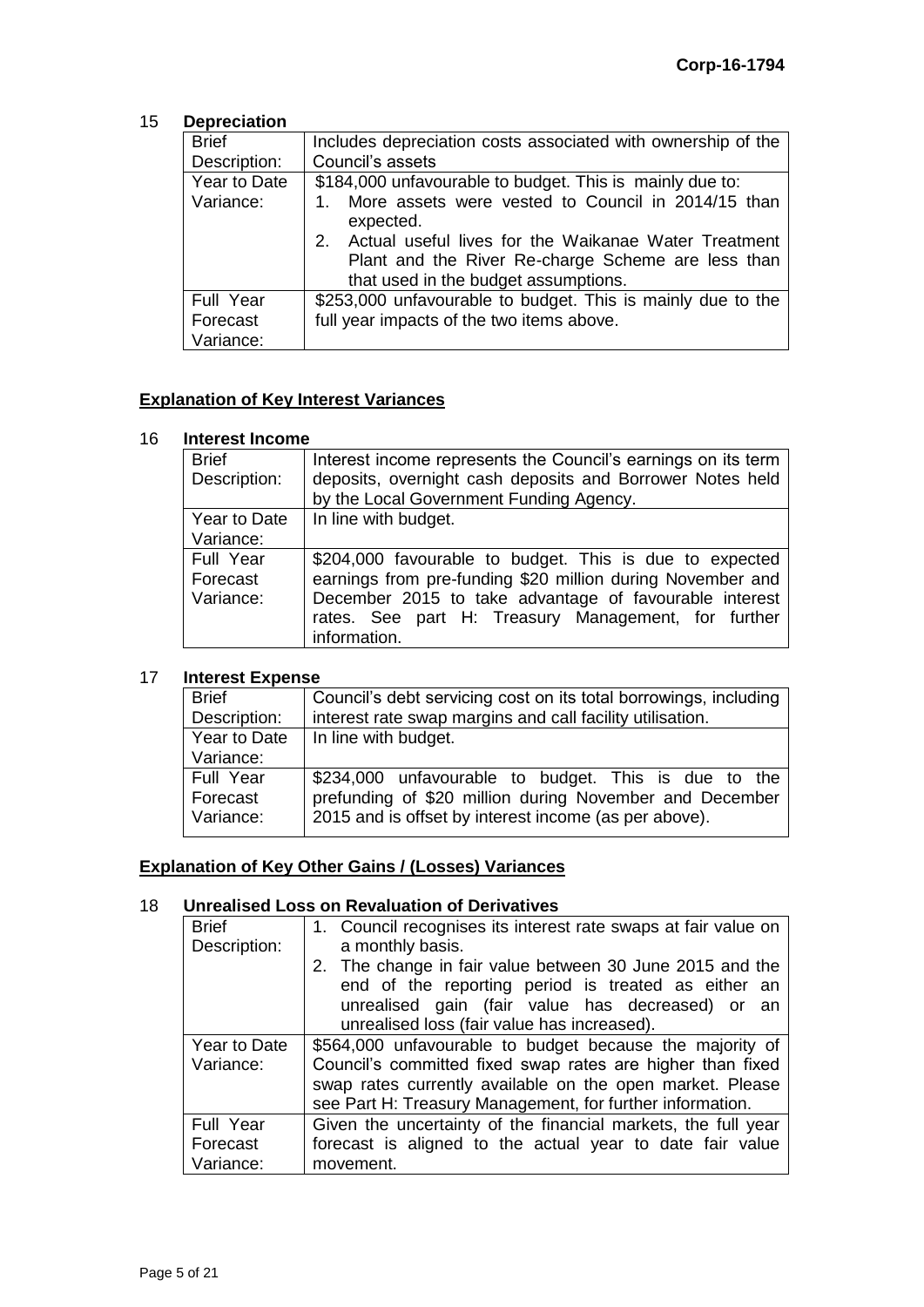**Corp-16-1794**

## 15 Depreciation

| | |
|---|---|
| Brief Description: | Includes depreciation costs associated with ownership of the Council's assets |
| Year to Date Variance: | $184,000 unfavourable to budget. This is mainly due to: 1. More assets were vested to Council in 2014/15 than expected. 2. Actual useful lives for the Waikanae Water Treatment Plant and the River Re-charge Scheme are less than that used in the budget assumptions. |
| Full Year Forecast Variance: | $253,000 unfavourable to budget. This is mainly due to the full year impacts of the two items above. |

## Explanation of Key Interest Variances

## 16 Interest Income

| | |
|---|---|
| Brief Description: | Interest income represents the Council's earnings on its term deposits, overnight cash deposits and Borrower Notes held by the Local Government Funding Agency. |
| Year to Date Variance: | In line with budget. |
| Full Year Forecast Variance: | $204,000 favourable to budget. This is due to expected earnings from pre-funding $20 million during November and December 2015 to take advantage of favourable interest rates. See part H: Treasury Management, for further information. |

## 17 Interest Expense

| | |
|---|---|
| Brief Description: | Council's debt servicing cost on its total borrowings, including interest rate swap margins and call facility utilisation. |
| Year to Date Variance: | In line with budget. |
| Full Year Forecast Variance: | $234,000 unfavourable to budget. This is due to the prefunding of $20 million during November and December 2015 and is offset by interest income (as per above). |

## Explanation of Key Other Gains / (Losses) Variances

## 18 Unrealised Loss on Revaluation of Derivatives

| | |
|---|---|
| Brief Description: | 1. Council recognises its interest rate swaps at fair value on a monthly basis. 2. The change in fair value between 30 June 2015 and the end of the reporting period is treated as either an unrealised gain (fair value has decreased) or an unrealised loss (fair value has increased). |
| Year to Date Variance: | $564,000 unfavourable to budget because the majority of Council's committed fixed swap rates are higher than fixed swap rates currently available on the open market. Please see Part H: Treasury Management, for further information. |
| Full Year Forecast Variance: | Given the uncertainty of the financial markets, the full year forecast is aligned to the actual year to date fair value movement. |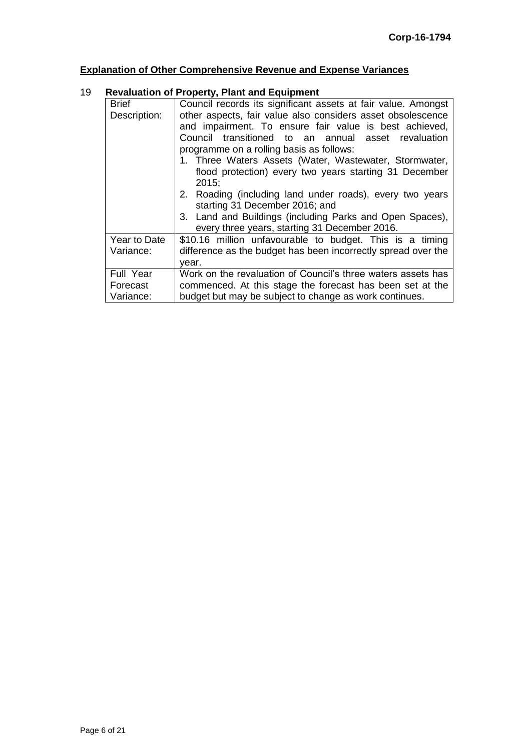## **Explanation of Other Comprehensive Revenue and Expense Variances**

### 19 **Revaluation of Property, Plant and Equipment**

| | |
|---|---|
| Brief Description: | Council records its significant assets at fair value. Amongst other aspects, fair value also considers asset obsolescence and impairment. To ensure fair value is best achieved, Council transitioned to an annual asset revaluation programme on a rolling basis as follows:<br>1. Three Waters Assets (Water, Wastewater, Stormwater, flood protection) every two years starting 31 December 2015;<br>2. Roading (including land under roads), every two years starting 31 December 2016; and<br>3. Land and Buildings (including Parks and Open Spaces), every three years, starting 31 December 2016. |
| Year to Date Variance: | $10.16 million unfavourable to budget. This is a timing difference as the budget has been incorrectly spread over the year. |
| Full Year Forecast Variance: | Work on the revaluation of Council's three waters assets has commenced. At this stage the forecast has been set at the budget but may be subject to change as work continues. |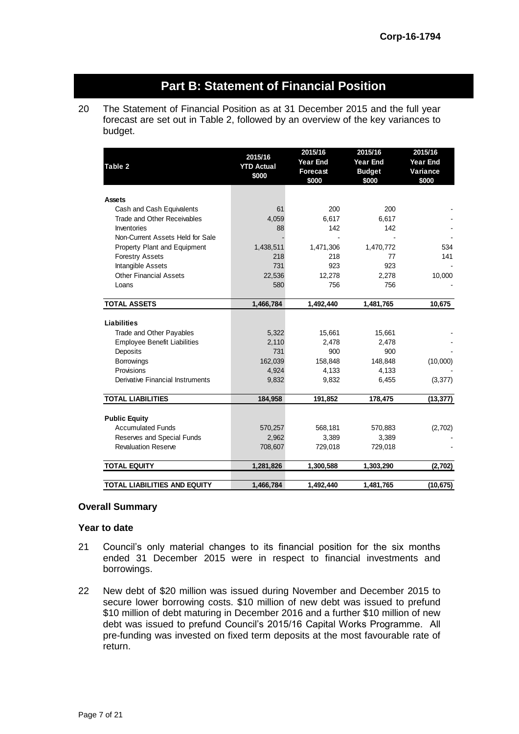## Part B: Statement of Financial Position

20 The Statement of Financial Position as at 31 December 2015 and the full year forecast are set out in Table 2, followed by an overview of the key variances to budget.

| Table 2 | 2015/16 YTD Actual $000 | 2015/16 Year End Forecast $000 | 2015/16 Year End Budget $000 | 2015/16 Year End Variance $000 |
|---|---|---|---|---|
| **Assets** | | | | |
| Cash and Cash Equivalents | 61 | 200 | 200 | - |
| Trade and Other Receivables | 4,059 | 6,617 | 6,617 | - |
| Inventories | 88 | 142 | 142 | - |
| Non-Current Assets Held for Sale | - | - | - | - |
| Property Plant and Equipment | 1,438,511 | 1,471,306 | 1,470,772 | 534 |
| Forestry Assets | 218 | 218 | 77 | 141 |
| Intangible Assets | 731 | 923 | 923 | - |
| Other Financial Assets | 22,536 | 12,278 | 2,278 | 10,000 |
| Loans | 580 | 756 | 756 | - |
| **TOTAL ASSETS** | **1,466,784** | **1,492,440** | **1,481,765** | **10,675** |
| **Liabilities** | | | | |
| Trade and Other Payables | 5,322 | 15,661 | 15,661 | - |
| Employee Benefit Liabilities | 2,110 | 2,478 | 2,478 | - |
| Deposits | 731 | 900 | 900 | - |
| Borrowings | 162,039 | 158,848 | 148,848 | (10,000) |
| Provisions | 4,924 | 4,133 | 4,133 | - |
| Derivative Financial Instruments | 9,832 | 9,832 | 6,455 | (3,377) |
| **TOTAL LIABILITIES** | **184,958** | **191,852** | **178,475** | **(13,377)** |
| **Public Equity** | | | | |
| Accumulated Funds | 570,257 | 568,181 | 570,883 | (2,702) |
| Reserves and Special Funds | 2,962 | 3,389 | 3,389 | - |
| Revaluation Reserve | 708,607 | 729,018 | 729,018 | - |
| **TOTAL EQUITY** | **1,281,826** | **1,300,588** | **1,303,290** | **(2,702)** |
| **TOTAL LIABILITIES AND EQUITY** | **1,466,784** | **1,492,440** | **1,481,765** | **(10,675)** |

### Overall Summary

### Year to date

21 Council's only material changes to its financial position for the six months ended 31 December 2015 were in respect to financial investments and borrowings.

22 New debt of $20 million was issued during November and December 2015 to secure lower borrowing costs. $10 million of new debt was issued to prefund $10 million of debt maturing in December 2016 and a further $10 million of new debt was issued to prefund Council's 2015/16 Capital Works Programme. All pre-funding was invested on fixed term deposits at the most favourable rate of return.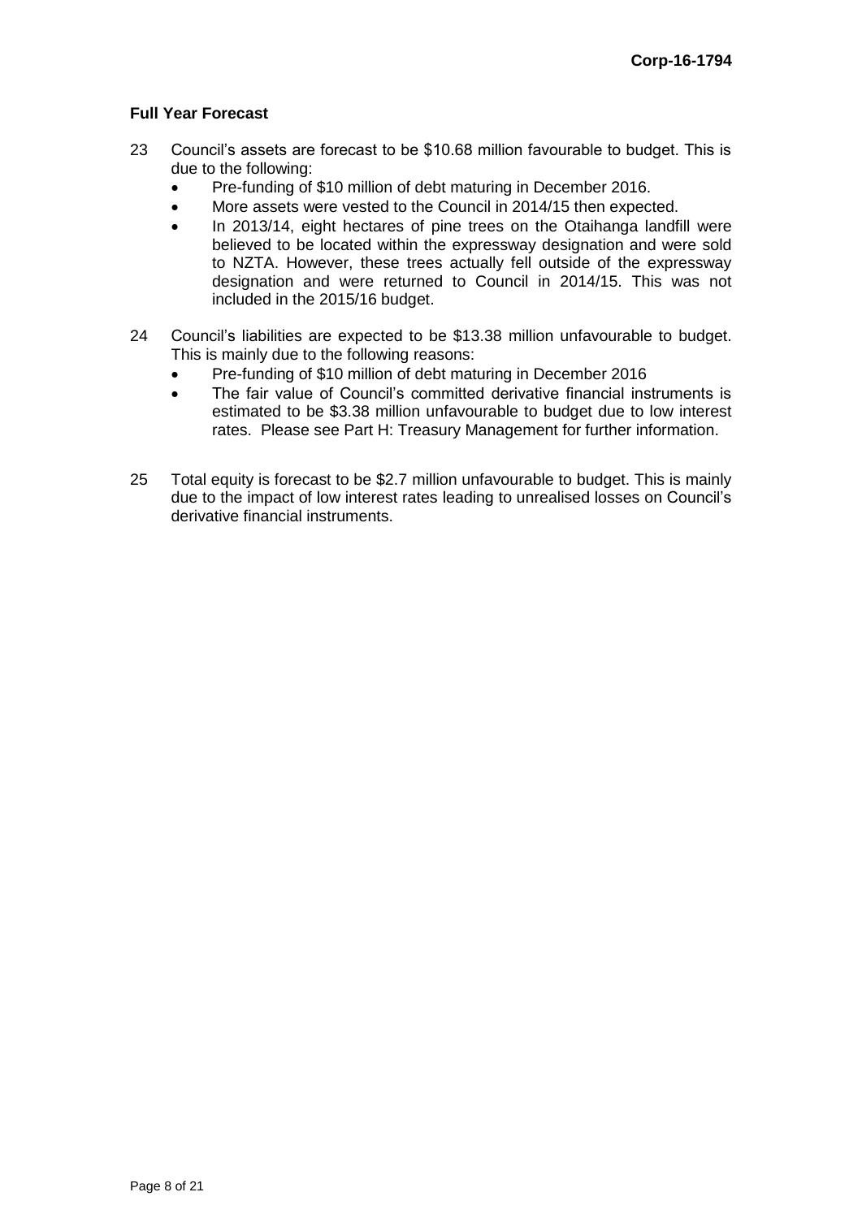### Full Year Forecast

23 Council's assets are forecast to be $10.68 million favourable to budget. This is due to the following:
- Pre-funding of $10 million of debt maturing in December 2016.
- More assets were vested to the Council in 2014/15 then expected.
- In 2013/14, eight hectares of pine trees on the Otaihanga landfill were believed to be located within the expressway designation and were sold to NZTA. However, these trees actually fell outside of the expressway designation and were returned to Council in 2014/15. This was not included in the 2015/16 budget.

24 Council's liabilities are expected to be $13.38 million unfavourable to budget. This is mainly due to the following reasons:
- Pre-funding of $10 million of debt maturing in December 2016
- The fair value of Council's committed derivative financial instruments is estimated to be $3.38 million unfavourable to budget due to low interest rates. Please see Part H: Treasury Management for further information.

25 Total equity is forecast to be $2.7 million unfavourable to budget. This is mainly due to the impact of low interest rates leading to unrealised losses on Council's derivative financial instruments.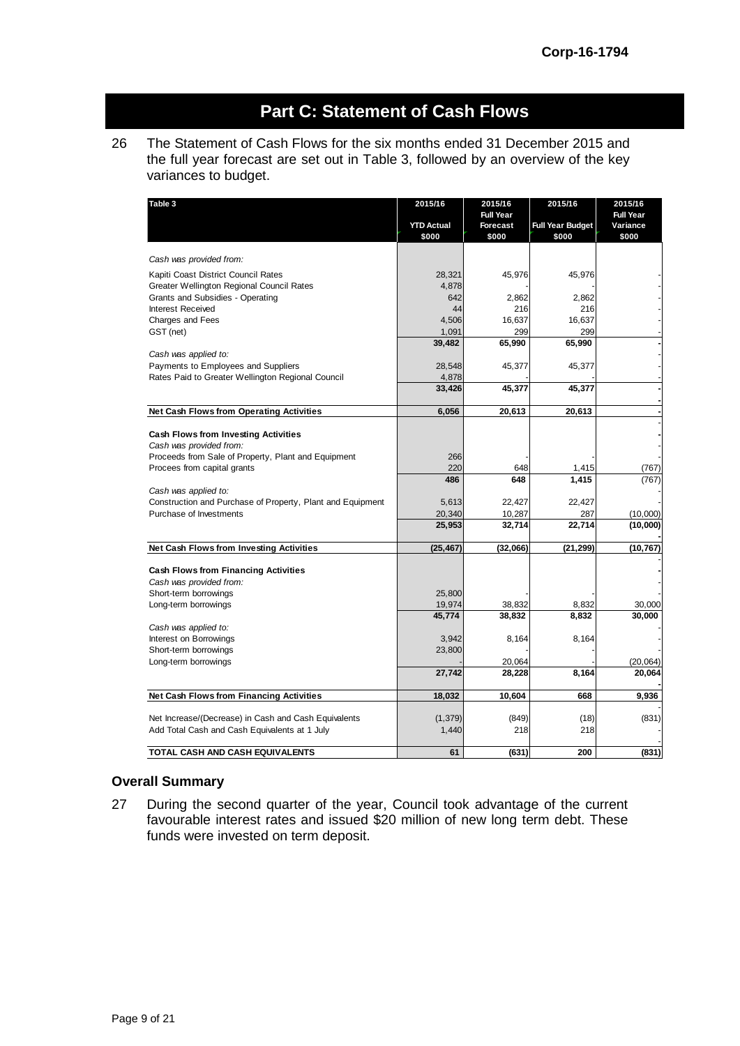# Part C: Statement of Cash Flows

26 The Statement of Cash Flows for the six months ended 31 December 2015 and the full year forecast are set out in Table 3, followed by an overview of the key variances to budget.

| Table 3 | 2015/16 YTD Actual $000 | 2015/16 Full Year Forecast $000 | 2015/16 Full Year Budget $000 | 2015/16 Full Year Variance $000 |
|---|---|---|---|---|
| *Cash was provided from:* | | | | |
| Kapiti Coast District Council Rates | 28,321 | 45,976 | 45,976 | - |
| Greater Wellington Regional Council Rates | 4,878 | - | - | - |
| Grants and Subsidies - Operating | 642 | 2,862 | 2,862 | - |
| Interest Received | 44 | 216 | 216 | - |
| Charges and Fees | 4,506 | 16,637 | 16,637 | - |
| GST (net) | 1,091 | 299 | 299 | - |
| | **39,482** | **65,990** | **65,990** | **-** |
| *Cash was applied to:* | | | | - |
| Payments to Employees and Suppliers | 28,548 | 45,377 | 45,377 | - |
| Rates Paid to Greater Wellington Regional Council | 4,878 | - | | - |
| | **33,426** | **45,377** | **45,377** | **-** |
| **Net Cash Flows from Operating Activities** | **6,056** | **20,613** | **20,613** | **-** |
| **Cash Flows from Investing Activities** | | | | **-** |
| *Cash was provided from:* | | | | - |
| Proceeds from Sale of Property, Plant and Equipment | 266 | - | - | - |
| Procees from capital grants | 220 | 648 | 1,415 | (767) |
| | **486** | **648** | **1,415** | (767) |
| *Cash was applied to:* | | | | |
| Construction and Purchase of Property, Plant and Equipment | 5,613 | 22,427 | 22,427 | - |
| Purchase of Investments | 20,340 | 10,287 | 287 | (10,000) |
| | **25,953** | **32,714** | **22,714** | **(10,000)** |
| **Net Cash Flows from Investing Activities** | **(25,467)** | **(32,066)** | **(21,299)** | **(10,767)** |
| **Cash Flows from Financing Activities** | | | | **-** |
| *Cash was provided from:* | | | | - |
| Short-term borrowings | 25,800 | - | - | - |
| Long-term borrowings | 19,974 | 38,832 | 8,832 | 30,000 |
| | **45,774** | **38,832** | **8,832** | **30,000** |
| *Cash was applied to:* | | | | |
| Interest on Borrowings | 3,942 | 8,164 | 8,164 | - |
| Short-term borrowings | 23,800 | - | | - |
| Long-term borrowings | - | 20,064 | - | (20,064) |
| | **27,742** | **28,228** | **8,164** | **20,064** |
| **Net Cash Flows from Financing Activities** | **18,032** | **10,604** | **668** | **9,936** |
| Net Increase/(Decrease) in Cash and Cash Equivalents | (1,379) | (849) | (18) | (831) |
| Add Total Cash and Cash Equivalents at 1 July | 1,440 | 218 | 218 | - |
| **TOTAL CASH AND CASH EQUIVALENTS** | **61** | **(631)** | **200** | **(831)** |

### Overall Summary

27 During the second quarter of the year, Council took advantage of the current favourable interest rates and issued $20 million of new long term debt. These funds were invested on term deposit.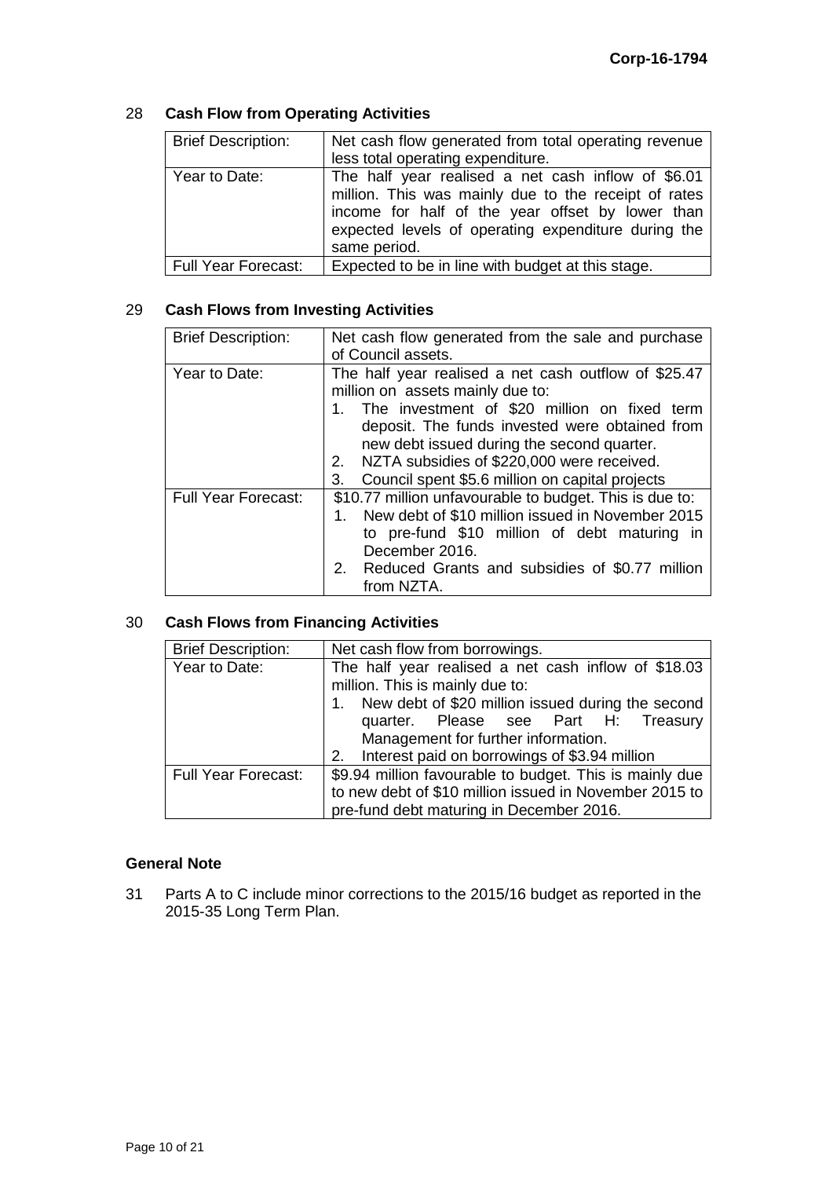## 28 Cash Flow from Operating Activities

| Brief Description: | Net cash flow generated from total operating revenue less total operating expenditure. |
|---|---|
| Year to Date: | The half year realised a net cash inflow of $6.01 million. This was mainly due to the receipt of rates income for half of the year offset by lower than expected levels of operating expenditure during the same period. |
| Full Year Forecast: | Expected to be in line with budget at this stage. |

## 29 Cash Flows from Investing Activities

| Brief Description: | Net cash flow generated from the sale and purchase of Council assets. |
|---|---|
| Year to Date: | The half year realised a net cash outflow of $25.47 million on assets mainly due to: 1. The investment of $20 million on fixed term deposit. The funds invested were obtained from new debt issued during the second quarter. 2. NZTA subsidies of $220,000 were received. 3. Council spent $5.6 million on capital projects |
| Full Year Forecast: | $10.77 million unfavourable to budget. This is due to: 1. New debt of $10 million issued in November 2015 to pre-fund $10 million of debt maturing in December 2016. 2. Reduced Grants and subsidies of $0.77 million from NZTA. |

## 30 Cash Flows from Financing Activities

| Brief Description: | Net cash flow from borrowings. |
|---|---|
| Year to Date: | The half year realised a net cash inflow of $18.03 million. This is mainly due to: 1. New debt of $20 million issued during the second quarter. Please see Part H: Treasury Management for further information. 2. Interest paid on borrowings of $3.94 million |
| Full Year Forecast: | $9.94 million favourable to budget. This is mainly due to new debt of $10 million issued in November 2015 to pre-fund debt maturing in December 2016. |

### General Note

31 Parts A to C include minor corrections to the 2015/16 budget as reported in the 2015-35 Long Term Plan.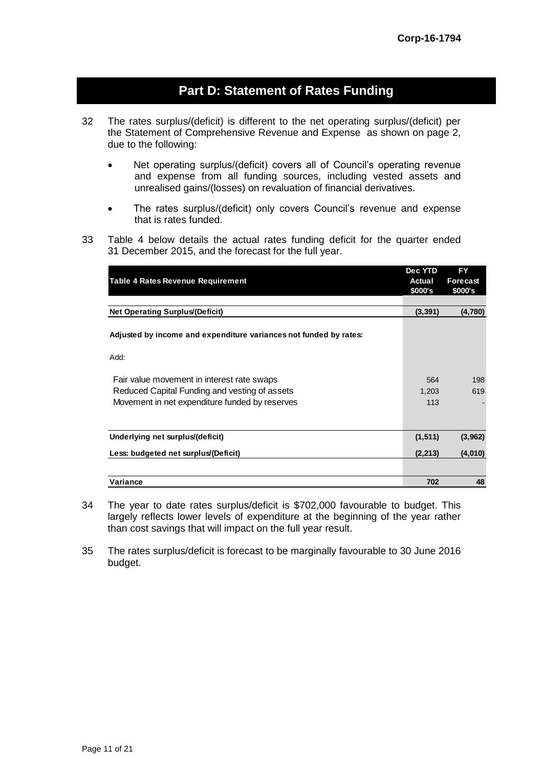## Part D: Statement of Rates Funding

32 The rates surplus/(deficit) is different to the net operating surplus/(deficit) per the Statement of Comprehensive Revenue and Expense as shown on page 2, due to the following:

- Net operating surplus/(deficit) covers all of Council's operating revenue and expense from all funding sources, including vested assets and unrealised gains/(losses) on revaluation of financial derivatives.
- The rates surplus/(deficit) only covers Council's revenue and expense that is rates funded.

33 Table 4 below details the actual rates funding deficit for the quarter ended 31 December 2015, and the forecast for the full year.

| Table 4 Rates Revenue Requirement | Dec YTD Actual $000's | FY Forecast $000's |
|---|---|---|
| **Net Operating Surplus/(Deficit)** | **(3,391)** | **(4,780)** |
| **Adjusted by income and expenditure variances not funded by rates:** | | |
| Add: | | |
| Fair value movement in interest rate swaps | 564 | 198 |
| Reduced Capital Funding and vesting of assets | 1,203 | 619 |
| Movement in net expenditure funded by reserves | 113 | - |
| **Underlying net surplus/(deficit)** | **(1,511)** | **(3,962)** |
| **Less: budgeted net surplus/(Deficit)** | **(2,213)** | **(4,010)** |
| **Variance** | **702** | **48** |

34 The year to date rates surplus/deficit is $702,000 favourable to budget. This largely reflects lower levels of expenditure at the beginning of the year rather than cost savings that will impact on the full year result.

35 The rates surplus/deficit is forecast to be marginally favourable to 30 June 2016 budget.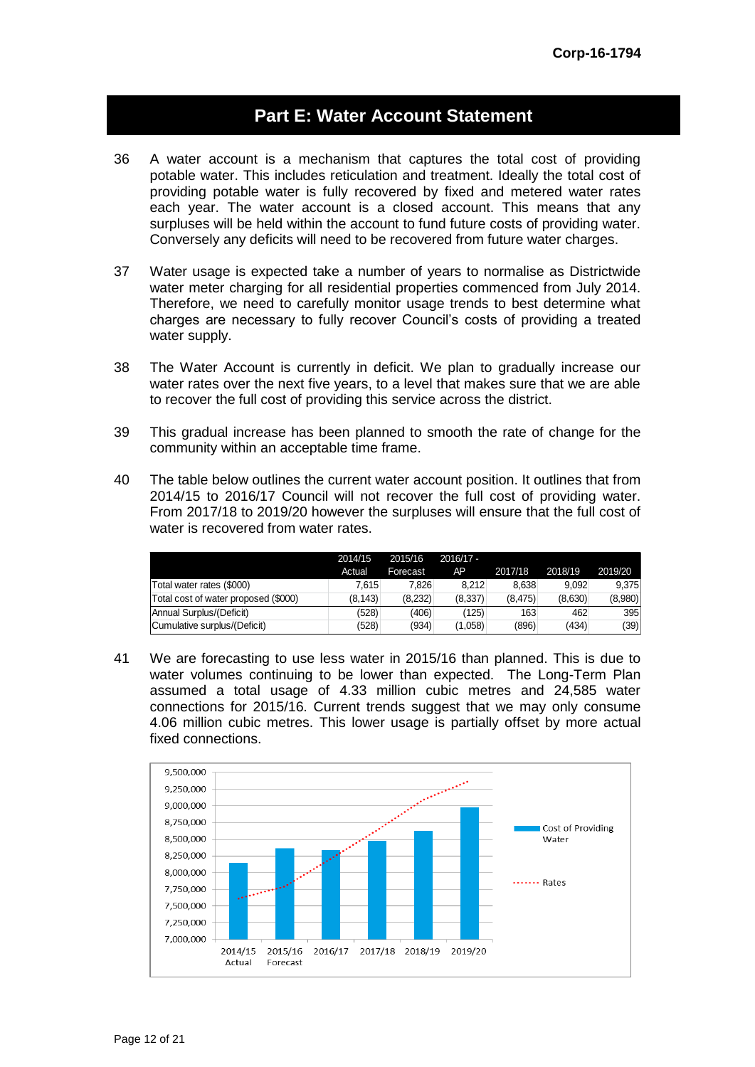## Part E: Water Account Statement

36 A water account is a mechanism that captures the total cost of providing potable water. This includes reticulation and treatment. Ideally the total cost of providing potable water is fully recovered by fixed and metered water rates each year. The water account is a closed account. This means that any surpluses will be held within the account to fund future costs of providing water. Conversely any deficits will need to be recovered from future water charges.

37 Water usage is expected take a number of years to normalise as Districtwide water meter charging for all residential properties commenced from July 2014. Therefore, we need to carefully monitor usage trends to best determine what charges are necessary to fully recover Council's costs of providing a treated water supply.

38 The Water Account is currently in deficit. We plan to gradually increase our water rates over the next five years, to a level that makes sure that we are able to recover the full cost of providing this service across the district.

39 This gradual increase has been planned to smooth the rate of change for the community within an acceptable time frame.

40 The table below outlines the current water account position. It outlines that from 2014/15 to 2016/17 Council will not recover the full cost of providing water. From 2017/18 to 2019/20 however the surpluses will ensure that the full cost of water is recovered from water rates.

| | 2014/15 Actual | 2015/16 Forecast | 2016/17 - AP | 2017/18 | 2018/19 | 2019/20 |
|---|---|---|---|---|---|---|
| Total water rates ($000) | 7,615 | 7,826 | 8,212 | 8,638 | 9,092 | 9,375 |
| Total cost of water proposed ($000) | (8,143) | (8,232) | (8,337) | (8,475) | (8,630) | (8,980) |
| Annual Surplus/(Deficit) | (528) | (406) | (125) | 163 | 462 | 395 |
| Cumulative surplus/(Deficit) | (528) | (934) | (1,058) | (896) | (434) | (39) |

41 We are forecasting to use less water in 2015/16 than planned. This is due to water volumes continuing to be lower than expected. The Long-Term Plan assumed a total usage of 4.33 million cubic metres and 24,585 water connections for 2015/16. Current trends suggest that we may only consume 4.06 million cubic metres. This lower usage is partially offset by more actual fixed connections.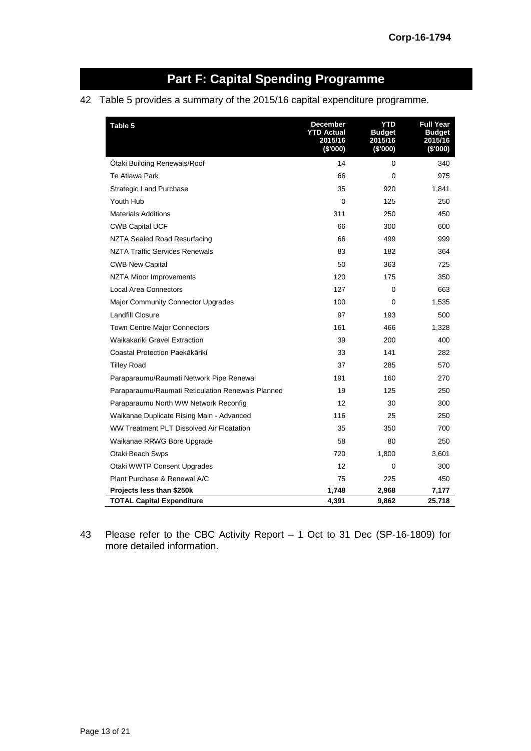# Part F: Capital Spending Programme

42 Table 5 provides a summary of the 2015/16 capital expenditure programme.

| Table 5 | December YTD Actual 2015/16 ($'000) | YTD Budget 2015/16 ($'000) | Full Year Budget 2015/16 ($'000) |
|---|---|---|---|
| Ōtaki Building Renewals/Roof | 14 | 0 | 340 |
| Te Atiawa Park | 66 | 0 | 975 |
| Strategic Land Purchase | 35 | 920 | 1,841 |
| Youth Hub | 0 | 125 | 250 |
| Materials Additions | 311 | 250 | 450 |
| CWB Capital UCF | 66 | 300 | 600 |
| NZTA Sealed Road Resurfacing | 66 | 499 | 999 |
| NZTA Traffic Services Renewals | 83 | 182 | 364 |
| CWB New Capital | 50 | 363 | 725 |
| NZTA Minor Improvements | 120 | 175 | 350 |
| Local Area Connectors | 127 | 0 | 663 |
| Major Community Connector Upgrades | 100 | 0 | 1,535 |
| Landfill Closure | 97 | 193 | 500 |
| Town Centre Major Connectors | 161 | 466 | 1,328 |
| Waikakariki Gravel Extraction | 39 | 200 | 400 |
| Coastal Protection Paekākāriki | 33 | 141 | 282 |
| Tilley Road | 37 | 285 | 570 |
| Paraparaumu/Raumati Network Pipe Renewal | 191 | 160 | 270 |
| Paraparaumu/Raumati Reticulation Renewals Planned | 19 | 125 | 250 |
| Paraparaumu North WW Network Reconfig | 12 | 30 | 300 |
| Waikanae Duplicate Rising Main - Advanced | 116 | 25 | 250 |
| WW Treatment PLT Dissolved Air Floatation | 35 | 350 | 700 |
| Waikanae RRWG Bore Upgrade | 58 | 80 | 250 |
| Otaki Beach Swps | 720 | 1,800 | 3,601 |
| Otaki WWTP Consent Upgrades | 12 | 0 | 300 |
| Plant Purchase & Renewal A/C | 75 | 225 | 450 |
| **Projects less than $250k** | **1,748** | **2,968** | **7,177** |
| **TOTAL Capital Expenditure** | **4,391** | **9,862** | **25,718** |

43 Please refer to the CBC Activity Report – 1 Oct to 31 Dec (SP-16-1809) for more detailed information.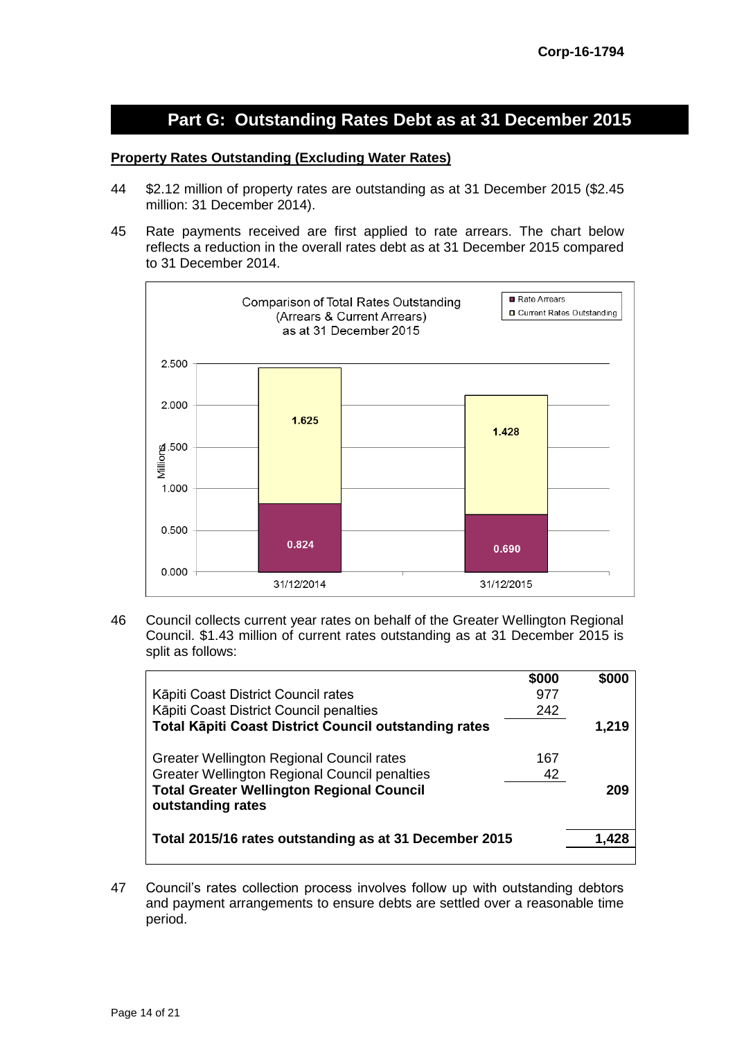# Part G: Outstanding Rates Debt as at 31 December 2015

**Property Rates Outstanding (Excluding Water Rates)**

44 $2.12 million of property rates are outstanding as at 31 December 2015 ($2.45 million: 31 December 2014).

45 Rate payments received are first applied to rate arrears. The chart below reflects a reduction in the overall rates debt as at 31 December 2015 compared to 31 December 2014.

Comparison of Total Rates Outstanding (Arrears & Current Arrears) as at 31 December 2015

| Millions | 31/12/2014 | 31/12/2015 |
|---|---|---|
| Rate Arrears | 0.824 | 0.690 |
| Current Rates Outstanding | 1.625 | 1.428 |

46 Council collects current year rates on behalf of the Greater Wellington Regional Council. $1.43 million of current rates outstanding as at 31 December 2015 is split as follows:

| | $000 | $000 |
|---|---|---|
| Kāpiti Coast District Council rates | 977 | |
| Kāpiti Coast District Council penalties | 242 | |
| **Total Kāpiti Coast District Council outstanding rates** | | **1,219** |
| Greater Wellington Regional Council rates | 167 | |
| Greater Wellington Regional Council penalties | 42 | |
| **Total Greater Wellington Regional Council outstanding rates** | | **209** |
| **Total 2015/16 rates outstanding as at 31 December 2015** | | **1,428** |

47 Council's rates collection process involves follow up with outstanding debtors and payment arrangements to ensure debts are settled over a reasonable time period.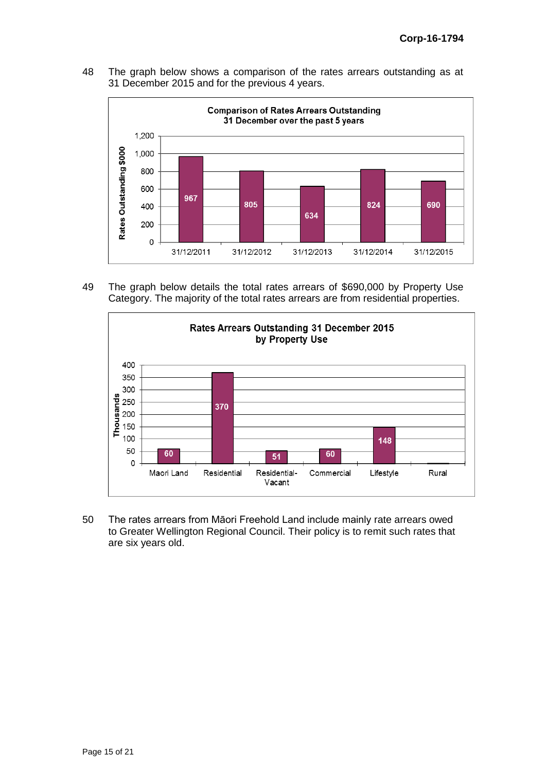48 The graph below shows a comparison of the rates arrears outstanding as at 31 December 2015 and for the previous 4 years.

**Comparison of Rates Arrears Outstanding 31 December over the past 5 years**

| Date | Rates Outstanding $000 |
|---|---|
| 31/12/2011 | 967 |
| 31/12/2012 | 805 |
| 31/12/2013 | 634 |
| 31/12/2014 | 824 |
| 31/12/2015 | 690 |

49 The graph below details the total rates arrears of $690,000 by Property Use Category. The majority of the total rates arrears are from residential properties.

**Rates Arrears Outstanding 31 December 2015 by Property Use**

| Property Use | Thousands |
|---|---|
| Maori Land | 60 |
| Residential | 370 |
| Residential-Vacant | 51 |
| Commercial | 60 |
| Lifestyle | 148 |
| Rural | |

50 The rates arrears from Māori Freehold Land include mainly rate arrears owed to Greater Wellington Regional Council. Their policy is to remit such rates that are six years old.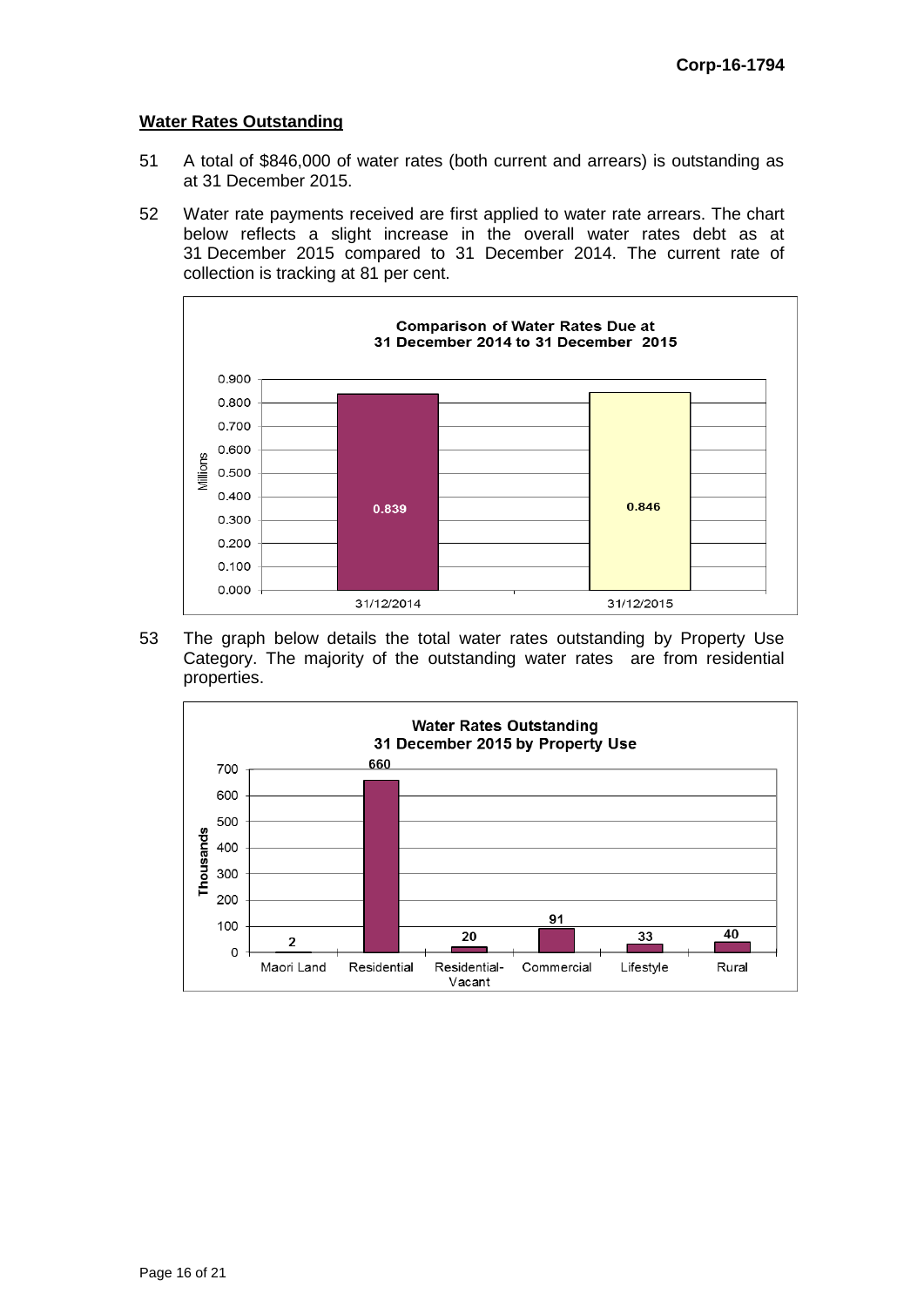**Corp-16-1794**

## Water Rates Outstanding

51 A total of $846,000 of water rates (both current and arrears) is outstanding as at 31 December 2015.

52 Water rate payments received are first applied to water rate arrears. The chart below reflects a slight increase in the overall water rates debt as at 31 December 2015 compared to 31 December 2014. The current rate of collection is tracking at 81 per cent.

**Comparison of Water Rates Due at 31 December 2014 to 31 December 2015**

| Date | Millions |
|---|---|
| 31/12/2014 | 0.839 |
| 31/12/2015 | 0.846 |

53 The graph below details the total water rates outstanding by Property Use Category. The majority of the outstanding water rates are from residential properties.

**Water Rates Outstanding 31 December 2015 by Property Use**

| Property Use | Thousands |
|---|---|
| Maori Land | 2 |
| Residential | 660 |
| Residential-Vacant | 20 |
| Commercial | 91 |
| Lifestyle | 33 |
| Rural | 40 |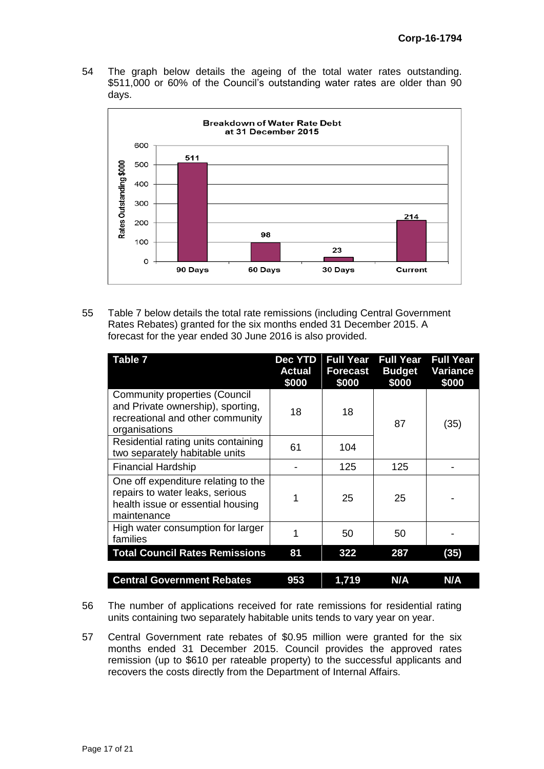54 The graph below details the ageing of the total water rates outstanding. $511,000 or 60% of the Council's outstanding water rates are older than 90 days.

**Breakdown of Water Rate Debt at 31 December 2015**

| | 90 Days | 60 Days | 30 Days | Current |
|---|---|---|---|---|
| Rates Outstanding $000 | 511 | 98 | 23 | 214 |

55 Table 7 below details the total rate remissions (including Central Government Rates Rebates) granted for the six months ended 31 December 2015. A forecast for the year ended 30 June 2016 is also provided.

| Table 7 | Dec YTD Actual $000 | Full Year Forecast $000 | Full Year Budget $000 | Full Year Variance $000 |
|---|---|---|---|---|
| Community properties (Council and Private ownership), sporting, recreational and other community organisations | 18 | 18 | 87 | (35) |
| Residential rating units containing two separately habitable units | 61 | 104 | | |
| Financial Hardship | - | 125 | 125 | - |
| One off expenditure relating to the repairs to water leaks, serious health issue or essential housing maintenance | 1 | 25 | 25 | - |
| High water consumption for larger families | 1 | 50 | 50 | - |
| **Total Council Rates Remissions** | **81** | **322** | **287** | **(35)** |
| | | | | |
| **Central Government Rebates** | **953** | **1,719** | **N/A** | **N/A** |

56 The number of applications received for rate remissions for residential rating units containing two separately habitable units tends to vary year on year.

57 Central Government rate rebates of $0.95 million were granted for the six months ended 31 December 2015. Council provides the approved rates remission (up to $610 per rateable property) to the successful applicants and recovers the costs directly from the Department of Internal Affairs.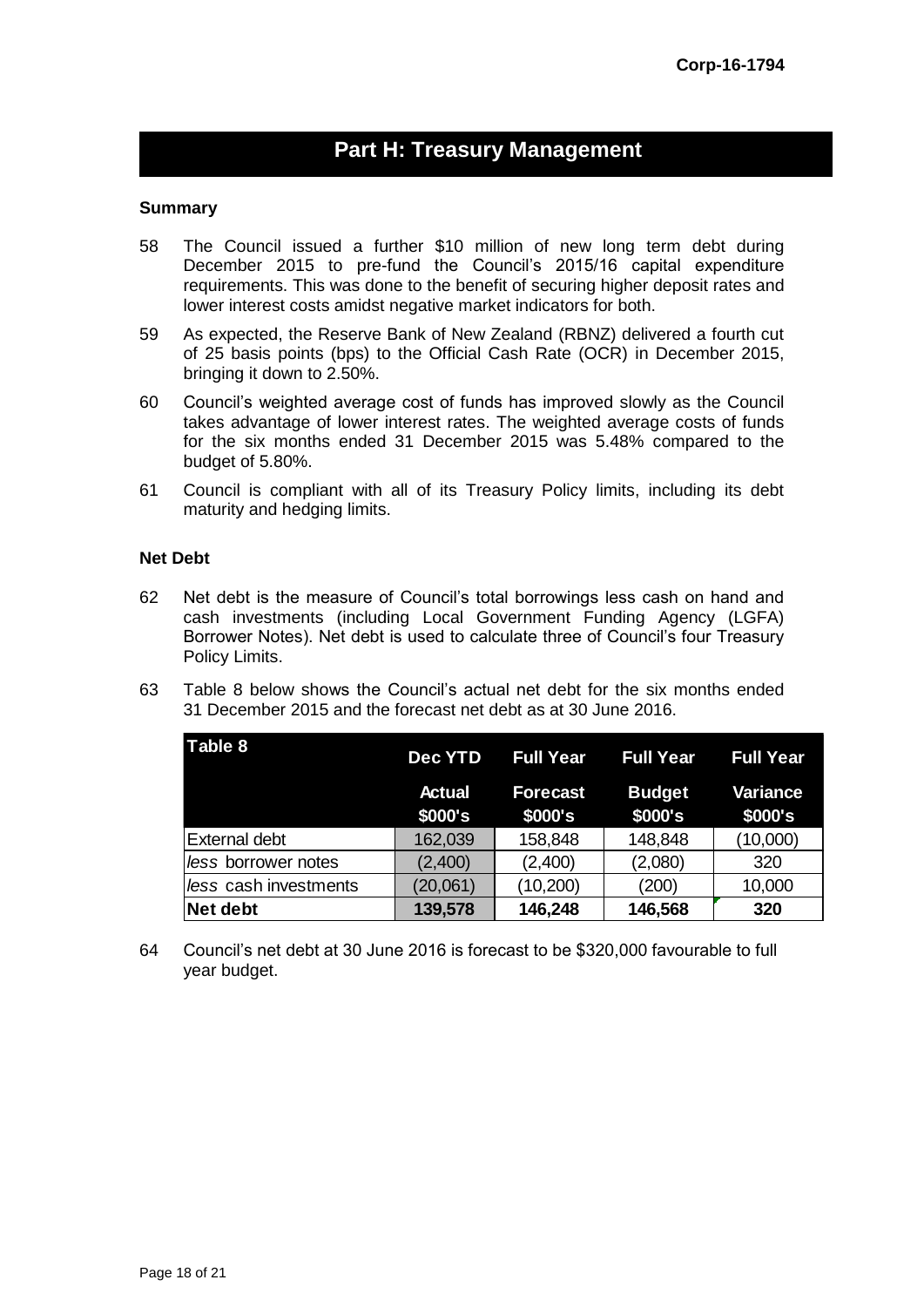## Part H: Treasury Management

**Summary**

58 The Council issued a further $10 million of new long term debt during December 2015 to pre-fund the Council's 2015/16 capital expenditure requirements. This was done to the benefit of securing higher deposit rates and lower interest costs amidst negative market indicators for both.

59 As expected, the Reserve Bank of New Zealand (RBNZ) delivered a fourth cut of 25 basis points (bps) to the Official Cash Rate (OCR) in December 2015, bringing it down to 2.50%.

60 Council's weighted average cost of funds has improved slowly as the Council takes advantage of lower interest rates. The weighted average costs of funds for the six months ended 31 December 2015 was 5.48% compared to the budget of 5.80%.

61 Council is compliant with all of its Treasury Policy limits, including its debt maturity and hedging limits.

**Net Debt**

62 Net debt is the measure of Council's total borrowings less cash on hand and cash investments (including Local Government Funding Agency (LGFA) Borrower Notes). Net debt is used to calculate three of Council's four Treasury Policy Limits.

63 Table 8 below shows the Council's actual net debt for the six months ended 31 December 2015 and the forecast net debt as at 30 June 2016.

| Table 8 | Dec YTD | Full Year | Full Year | Full Year |
|---|---|---|---|---|
| | Actual $000's | Forecast $000's | Budget $000's | Variance $000's |
| External debt | 162,039 | 158,848 | 148,848 | (10,000) |
| *less* borrower notes | (2,400) | (2,400) | (2,080) | 320 |
| *less* cash investments | (20,061) | (10,200) | (200) | 10,000 |
| **Net debt** | **139,578** | **146,248** | **146,568** | **320** |

64 Council's net debt at 30 June 2016 is forecast to be $320,000 favourable to full year budget.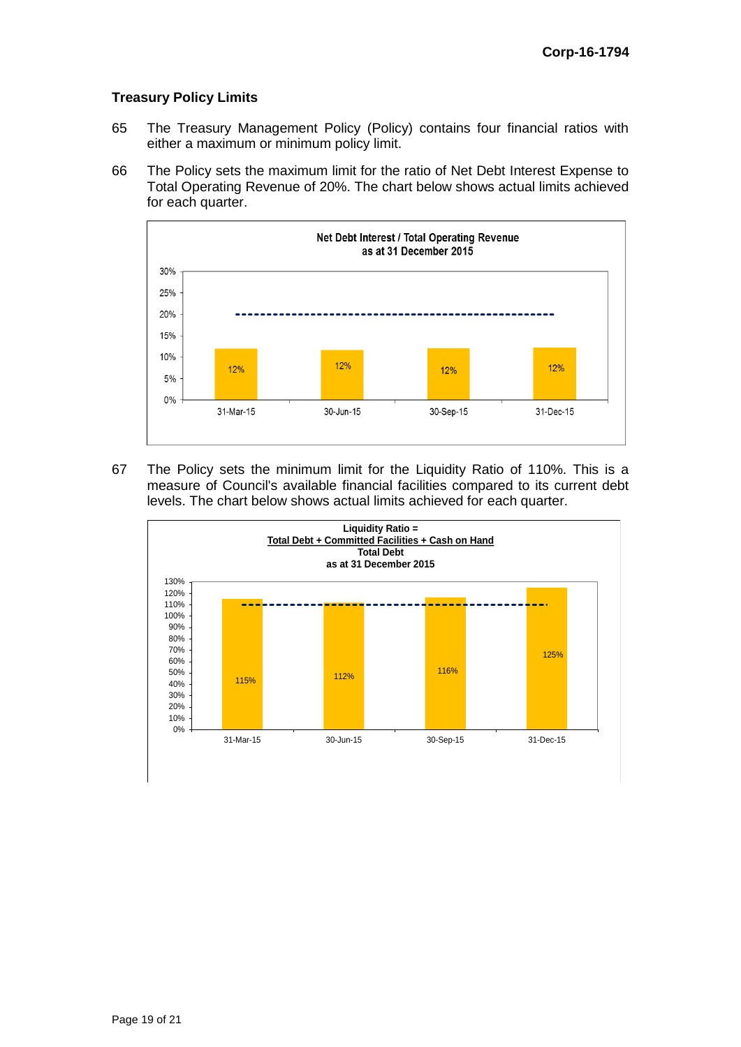### Treasury Policy Limits

65 The Treasury Management Policy (Policy) contains four financial ratios with either a maximum or minimum policy limit.

66 The Policy sets the maximum limit for the ratio of Net Debt Interest Expense to Total Operating Revenue of 20%. The chart below shows actual limits achieved for each quarter.

**Net Debt Interest / Total Operating Revenue as at 31 December 2015**

| Quarter | Actual | Policy Limit (Maximum) |
|---|---|---|
| 31-Mar-15 | 12% | 20% |
| 30-Jun-15 | 12% | 20% |
| 30-Sep-15 | 12% | 20% |
| 31-Dec-15 | 12% | 20% |

67 The Policy sets the minimum limit for the Liquidity Ratio of 110%. This is a measure of Council's available financial facilities compared to its current debt levels. The chart below shows actual limits achieved for each quarter.

**Liquidity Ratio = Total Debt + Committed Facilities + Cash on Hand / Total Debt as at 31 December 2015**

| Quarter | Actual | Policy Limit (Minimum) |
|---|---|---|
| 31-Mar-15 | 115% | 110% |
| 30-Jun-15 | 112% | 110% |
| 30-Sep-15 | 116% | 110% |
| 31-Dec-15 | 125% | 110% |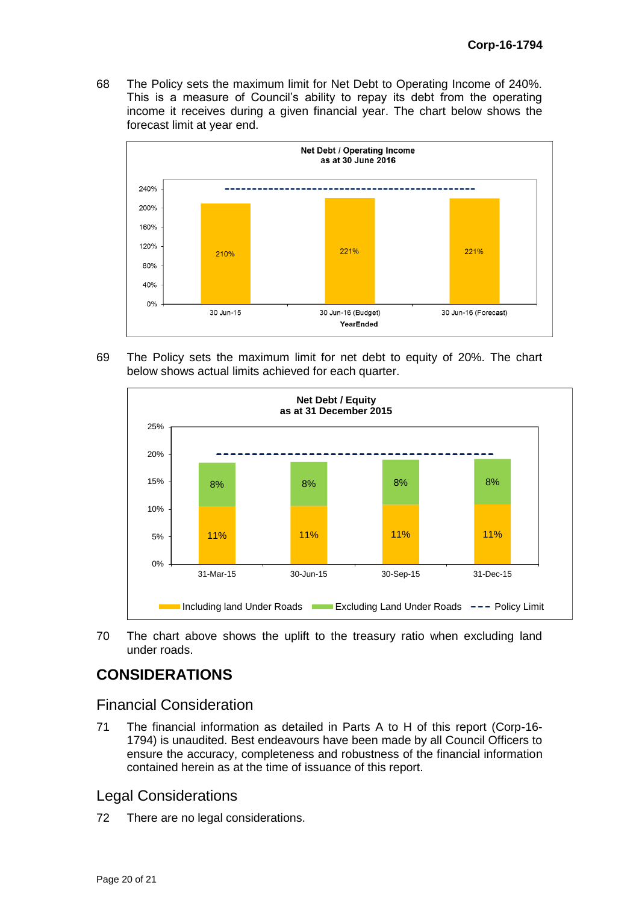68 The Policy sets the maximum limit for Net Debt to Operating Income of 240%. This is a measure of Council's ability to repay its debt from the operating income it receives during a given financial year. The chart below shows the forecast limit at year end.

**Net Debt / Operating Income as at 30 June 2016**

| YearEnded | Net Debt / Operating Income |
|---|---|
| 30 Jun-15 | 210% |
| 30 Jun-16 (Budget) | 221% |
| 30 Jun-16 (Forecast) | 221% |

69 The Policy sets the maximum limit for net debt to equity of 20%. The chart below shows actual limits achieved for each quarter.

**Net Debt / Equity as at 31 December 2015**

| | 31-Mar-15 | 30-Jun-15 | 30-Sep-15 | 31-Dec-15 |
|---|---|---|---|---|
| Including land Under Roads | 11% | 11% | 11% | 11% |
| Excluding Land Under Roads | 8% | 8% | 8% | 8% |
| Policy Limit | 20% | 20% | 20% | 20% |

70 The chart above shows the uplift to the treasury ratio when excluding land under roads.

## CONSIDERATIONS

### Financial Consideration

71 The financial information as detailed in Parts A to H of this report (Corp-16-1794) is unaudited. Best endeavours have been made by all Council Officers to ensure the accuracy, completeness and robustness of the financial information contained herein as at the time of issuance of this report.

### Legal Considerations

72 There are no legal considerations.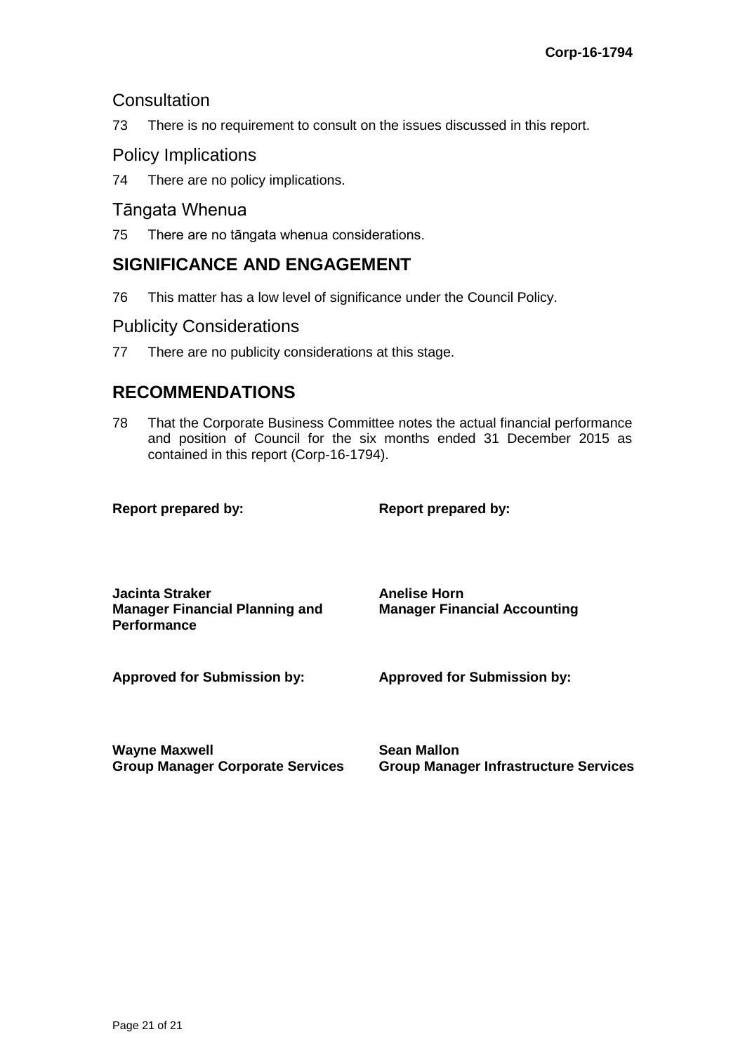### Consultation

73 There is no requirement to consult on the issues discussed in this report.

### Policy Implications

74 There are no policy implications.

### Tāngata Whenua

75 There are no tāngata whenua considerations.

## SIGNIFICANCE AND ENGAGEMENT

76 This matter has a low level of significance under the Council Policy.

### Publicity Considerations

77 There are no publicity considerations at this stage.

## RECOMMENDATIONS

78 That the Corporate Business Committee notes the actual financial performance and position of Council for the six months ended 31 December 2015 as contained in this report (Corp-16-1794).

**Report prepared by:**

**Jacinta Straker**
**Manager Financial Planning and Performance**

**Report prepared by:**

**Anelise Horn**
**Manager Financial Accounting**

**Approved for Submission by:**

**Wayne Maxwell**
**Group Manager Corporate Services**

**Approved for Submission by:**

**Sean Mallon**
**Group Manager Infrastructure Services**